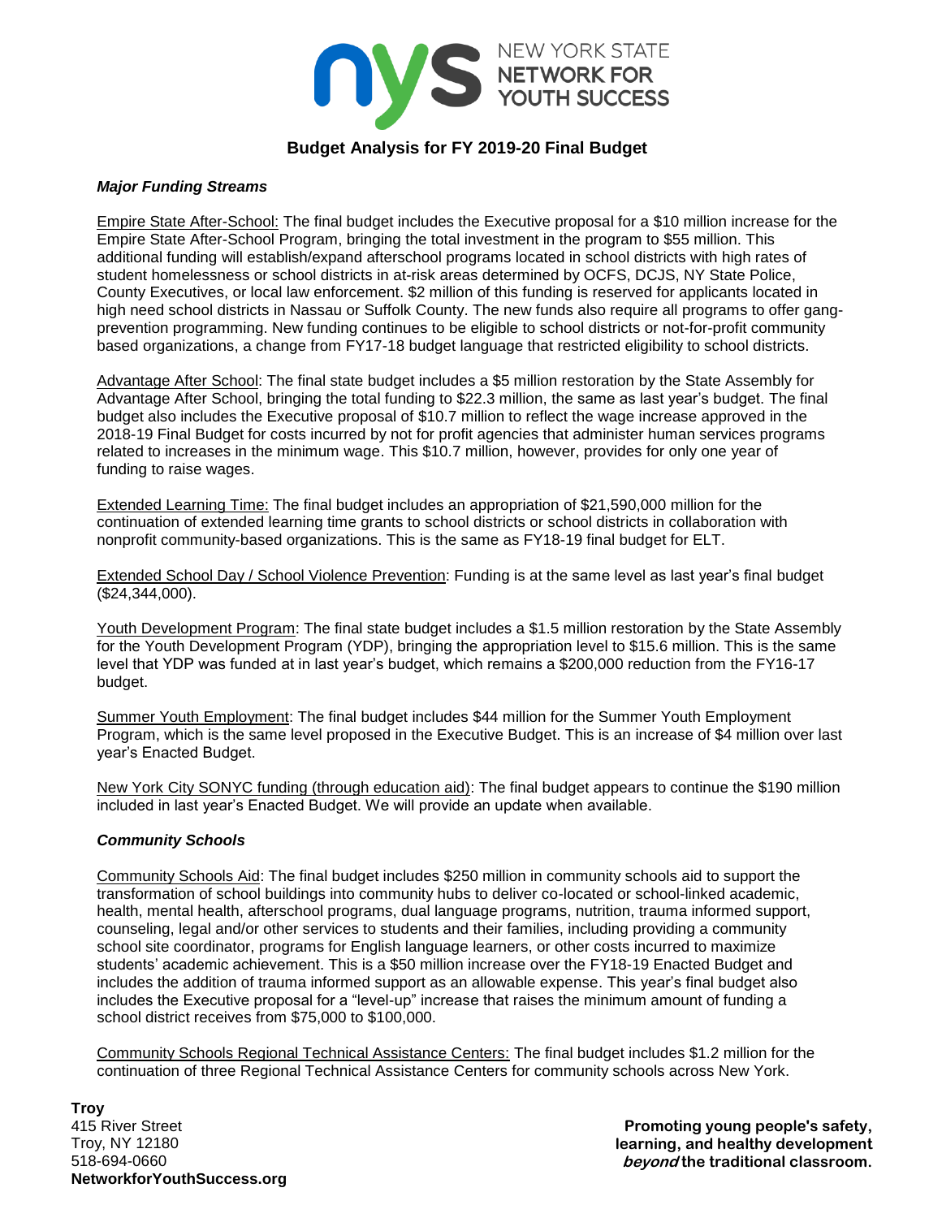# Budget Analysis for FY 2019-20 Final Budget

## *Major Funding Streams*

Empire State After-School: The final budget includes the Executive proposal for a $10 million increase for the Empire State After-School Program, bringing the total investment in the program to $55 million. This additional funding will establish/expand afterschool programs located in school districts with high rates of student homelessness or school districts in at-risk areas determined by OCFS, DCJS, NY State Police, County Executives, or local law enforcement. $2 million of this funding is reserved for applicants located in high need school districts in Nassau or Suffolk County. The new funds also require all programs to offer gang-prevention programming. New funding continues to be eligible to school districts or not-for-profit community based organizations, a change from FY17-18 budget language that restricted eligibility to school districts.

Advantage After School: The final state budget includes a $5 million restoration by the State Assembly for Advantage After School, bringing the total funding to $22.3 million, the same as last year's budget. The final budget also includes the Executive proposal of $10.7 million to reflect the wage increase approved in the 2018-19 Final Budget for costs incurred by not for profit agencies that administer human services programs related to increases in the minimum wage. This $10.7 million, however, provides for only one year of funding to raise wages.

Extended Learning Time: The final budget includes an appropriation of $21,590,000 million for the continuation of extended learning time grants to school districts or school districts in collaboration with nonprofit community-based organizations. This is the same as FY18-19 final budget for ELT.

Extended School Day / School Violence Prevention: Funding is at the same level as last year's final budget ($24,344,000).

Youth Development Program: The final state budget includes a $1.5 million restoration by the State Assembly for the Youth Development Program (YDP), bringing the appropriation level to $15.6 million. This is the same level that YDP was funded at in last year's budget, which remains a $200,000 reduction from the FY16-17 budget.

Summer Youth Employment: The final budget includes $44 million for the Summer Youth Employment Program, which is the same level proposed in the Executive Budget. This is an increase of $4 million over last year's Enacted Budget.

New York City SONYC funding (through education aid): The final budget appears to continue the $190 million included in last year's Enacted Budget. We will provide an update when available.

## *Community Schools*

Community Schools Aid: The final budget includes $250 million in community schools aid to support the transformation of school buildings into community hubs to deliver co-located or school-linked academic, health, mental health, afterschool programs, dual language programs, nutrition, trauma informed support, counseling, legal and/or other services to students and their families, including providing a community school site coordinator, programs for English language learners, or other costs incurred to maximize students' academic achievement. This is a $50 million increase over the FY18-19 Enacted Budget and includes the addition of trauma informed support as an allowable expense. This year's final budget also includes the Executive proposal for a "level-up" increase that raises the minimum amount of funding a school district receives from $75,000 to $100,000.

Community Schools Regional Technical Assistance Centers: The final budget includes $1.2 million for the continuation of three Regional Technical Assistance Centers for community schools across New York.

**Troy**
415 River Street
Troy, NY 12180
518-694-0660
**NetworkforYouthSuccess.org**

**Promoting young people's safety, learning, and healthy development *beyond* the traditional classroom.**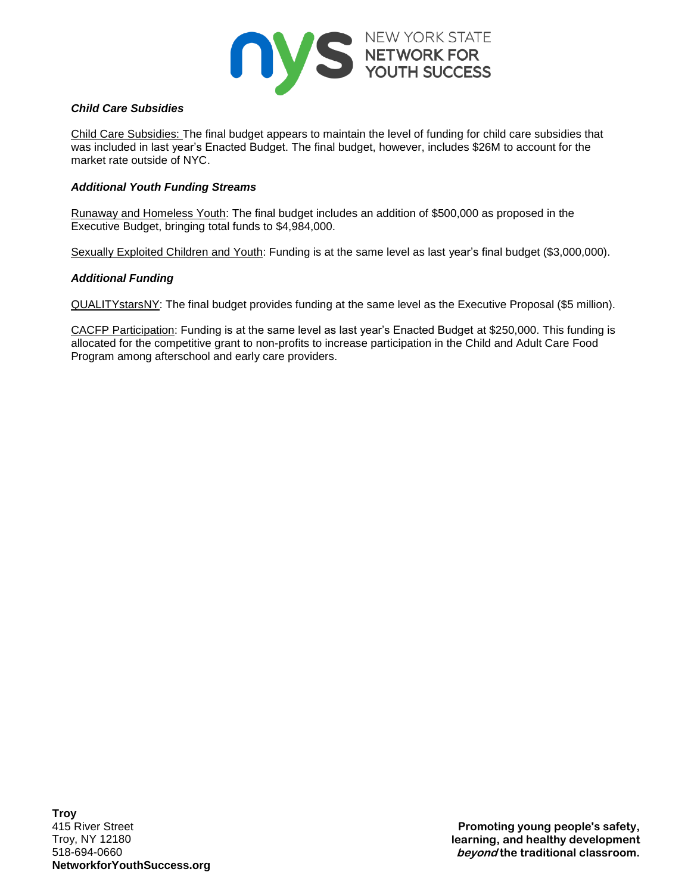### *Child Care Subsidies*

Child Care Subsidies: The final budget appears to maintain the level of funding for child care subsidies that was included in last year's Enacted Budget. The final budget, however, includes $26M to account for the market rate outside of NYC.

### *Additional Youth Funding Streams*

Runaway and Homeless Youth: The final budget includes an addition of $500,000 as proposed in the Executive Budget, bringing total funds to $4,984,000.

Sexually Exploited Children and Youth: Funding is at the same level as last year's final budget ($3,000,000).

### *Additional Funding*

QUALITYstarsNY: The final budget provides funding at the same level as the Executive Proposal ($5 million).

CACFP Participation: Funding is at the same level as last year's Enacted Budget at $250,000. This funding is allocated for the competitive grant to non-profits to increase participation in the Child and Adult Care Food Program among afterschool and early care providers.